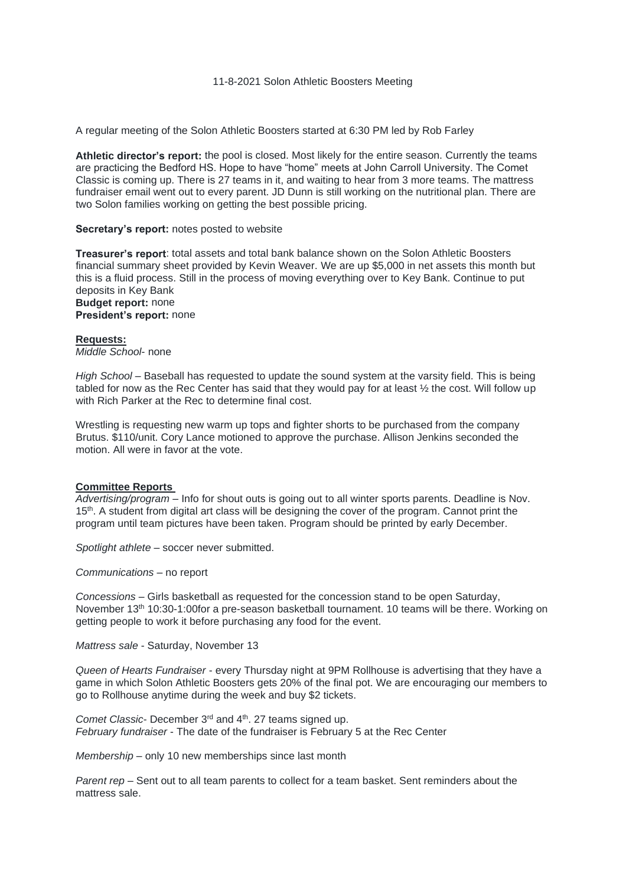11-8-2021 Solon Athletic Boosters Meeting

A regular meeting of the Solon Athletic Boosters started at 6:30 PM led by Rob Farley

**Athletic director's report:** the pool is closed. Most likely for the entire season. Currently the teams are practicing the Bedford HS. Hope to have "home" meets at John Carroll University. The Comet Classic is coming up. There is 27 teams in it, and waiting to hear from 3 more teams. The mattress fundraiser email went out to every parent. JD Dunn is still working on the nutritional plan. There are two Solon families working on getting the best possible pricing.

**Secretary's report:** notes posted to website

**Treasurer's report**: total assets and total bank balance shown on the Solon Athletic Boosters financial summary sheet provided by Kevin Weaver. We are up $5,000 in net assets this month but this is a fluid process. Still in the process of moving everything over to Key Bank. Continue to put deposits in Key Bank
**Budget report:** none
**President's report:** none

**Requests:**
*Middle School*- none

*High School* – Baseball has requested to update the sound system at the varsity field. This is being tabled for now as the Rec Center has said that they would pay for at least ½ the cost. Will follow up with Rich Parker at the Rec to determine final cost.

Wrestling is requesting new warm up tops and fighter shorts to be purchased from the company Brutus. $110/unit. Cory Lance motioned to approve the purchase. Allison Jenkins seconded the motion. All were in favor at the vote.

**Committee Reports**
*Advertising/program* – Info for shout outs is going out to all winter sports parents. Deadline is Nov. 15th. A student from digital art class will be designing the cover of the program. Cannot print the program until team pictures have been taken. Program should be printed by early December.

*Spotlight athlete* – soccer never submitted.

*Communications* – no report

*Concessions* – Girls basketball as requested for the concession stand to be open Saturday, November 13th 10:30-1:00for a pre-season basketball tournament. 10 teams will be there. Working on getting people to work it before purchasing any food for the event.

*Mattress sale* - Saturday, November 13

*Queen of Hearts Fundraiser* - every Thursday night at 9PM Rollhouse is advertising that they have a game in which Solon Athletic Boosters gets 20% of the final pot. We are encouraging our members to go to Rollhouse anytime during the week and buy $2 tickets.

*Comet Classic*- December 3rd and 4th. 27 teams signed up.
*February fundraiser* - The date of the fundraiser is February 5 at the Rec Center

*Membership* – only 10 new memberships since last month

*Parent rep* – Sent out to all team parents to collect for a team basket. Sent reminders about the mattress sale.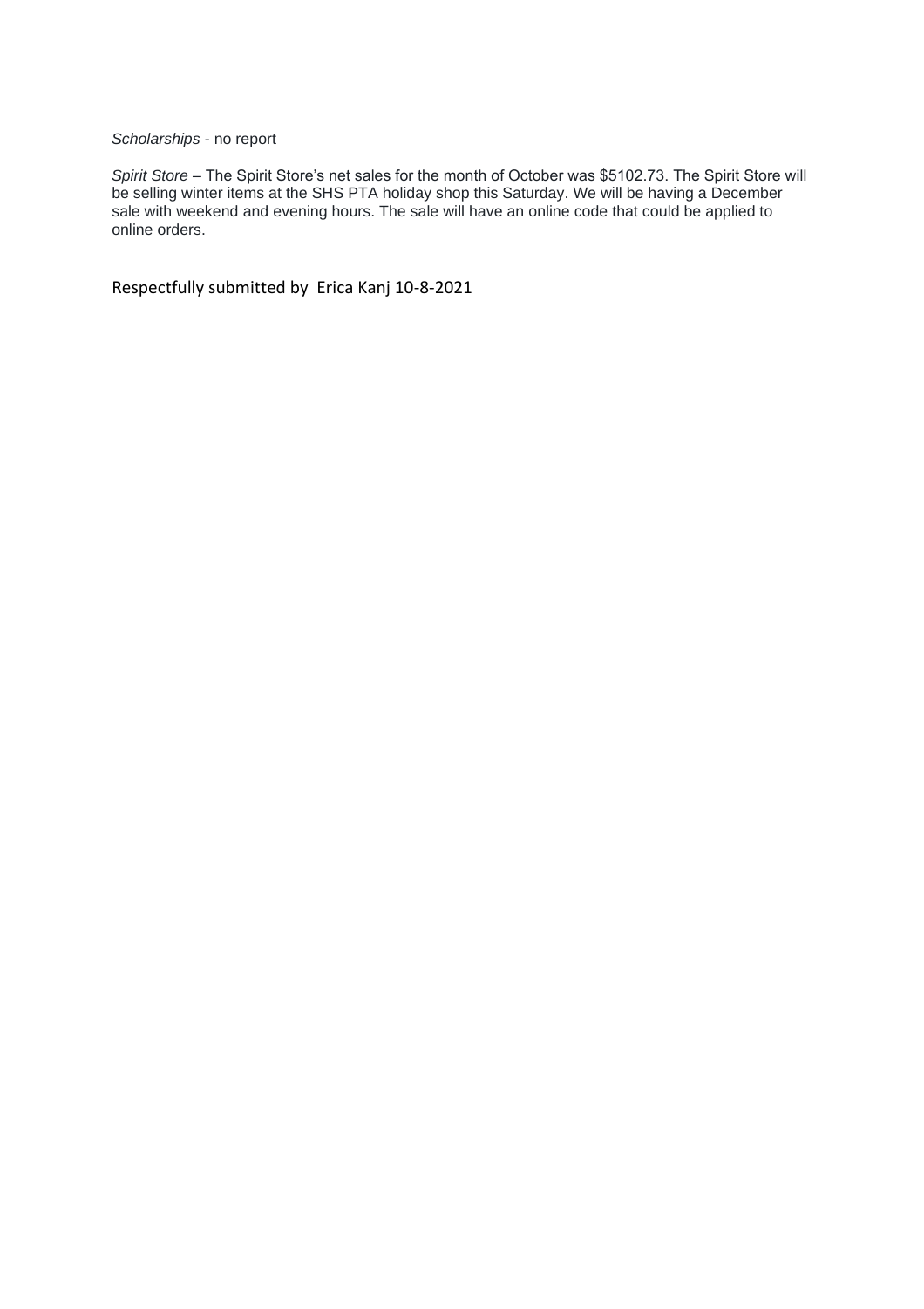*Scholarships* - no report

*Spirit Store* – The Spirit Store's net sales for the month of October was $5102.73. The Spirit Store will be selling winter items at the SHS PTA holiday shop this Saturday. We will be having a December sale with weekend and evening hours. The sale will have an online code that could be applied to online orders.

Respectfully submitted by Erica Kanj 10-8-2021